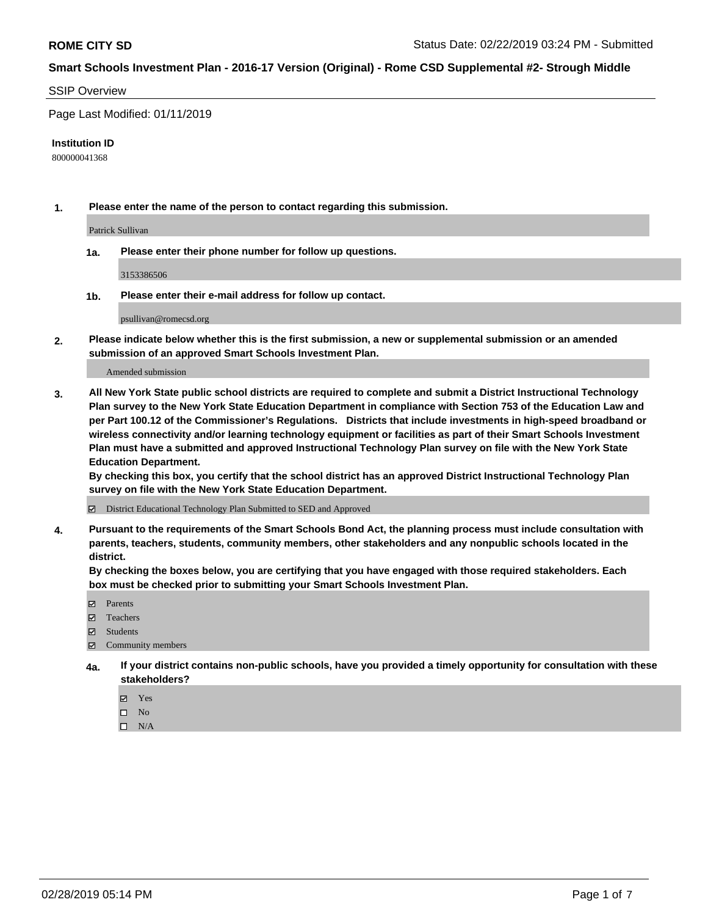**ROME CITY SD** Status Date: 02/22/2019 03:24 PM - Submitted

**Smart Schools Investment Plan - 2016-17 Version (Original) - Rome CSD Supplemental #2- Strough Middle**

SSIP Overview

Page Last Modified: 01/11/2019

**Institution ID**

800000041368

**1. Please enter the name of the person to contact regarding this submission.**

Patrick Sullivan

**1a. Please enter their phone number for follow up questions.**

3153386506

**1b. Please enter their e-mail address for follow up contact.**

psullivan@romecsd.org

**2. Please indicate below whether this is the first submission, a new or supplemental submission or an amended submission of an approved Smart Schools Investment Plan.**

Amended submission

**3. All New York State public school districts are required to complete and submit a District Instructional Technology Plan survey to the New York State Education Department in compliance with Section 753 of the Education Law and per Part 100.12 of the Commissioner's Regulations. Districts that include investments in high-speed broadband or wireless connectivity and/or learning technology equipment or facilities as part of their Smart Schools Investment Plan must have a submitted and approved Instructional Technology Plan survey on file with the New York State Education Department.**
**By checking this box, you certify that the school district has an approved District Instructional Technology Plan survey on file with the New York State Education Department.**

☑ District Educational Technology Plan Submitted to SED and Approved

**4. Pursuant to the requirements of the Smart Schools Bond Act, the planning process must include consultation with parents, teachers, students, community members, other stakeholders and any nonpublic schools located in the district.**
**By checking the boxes below, you are certifying that you have engaged with those required stakeholders. Each box must be checked prior to submitting your Smart Schools Investment Plan.**

☑ Parents
☑ Teachers
☑ Students
☑ Community members

**4a. If your district contains non-public schools, have you provided a timely opportunity for consultation with these stakeholders?**

☑ Yes
☐ No
☐ N/A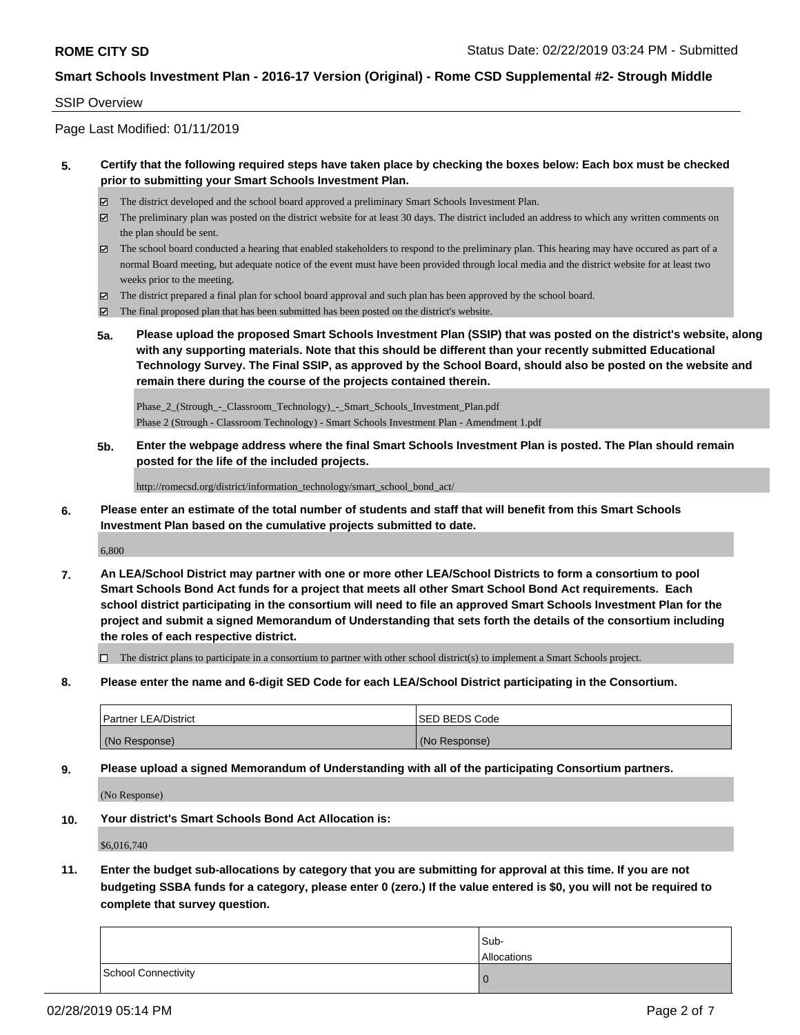**ROME CITY SD** Status Date: 02/22/2019 03:24 PM - Submitted

**Smart Schools Investment Plan - 2016-17 Version (Original) - Rome CSD Supplemental #2- Strough Middle**

SSIP Overview

Page Last Modified: 01/11/2019

**5. Certify that the following required steps have taken place by checking the boxes below: Each box must be checked prior to submitting your Smart Schools Investment Plan.**

- ☑ The district developed and the school board approved a preliminary Smart Schools Investment Plan.
- ☑ The preliminary plan was posted on the district website for at least 30 days. The district included an address to which any written comments on the plan should be sent.
- ☑ The school board conducted a hearing that enabled stakeholders to respond to the preliminary plan. This hearing may have occured as part of a normal Board meeting, but adequate notice of the event must have been provided through local media and the district website for at least two weeks prior to the meeting.
- ☑ The district prepared a final plan for school board approval and such plan has been approved by the school board.
- ☑ The final proposed plan that has been submitted has been posted on the district's website.

**5a. Please upload the proposed Smart Schools Investment Plan (SSIP) that was posted on the district's website, along with any supporting materials. Note that this should be different than your recently submitted Educational Technology Survey. The Final SSIP, as approved by the School Board, should also be posted on the website and remain there during the course of the projects contained therein.**

Phase_2_(Strough_-_Classroom_Technology)_-_Smart_Schools_Investment_Plan.pdf
Phase 2 (Strough - Classroom Technology) - Smart Schools Investment Plan - Amendment 1.pdf

**5b. Enter the webpage address where the final Smart Schools Investment Plan is posted. The Plan should remain posted for the life of the included projects.**

http://romecsd.org/district/information_technology/smart_school_bond_act/

**6. Please enter an estimate of the total number of students and staff that will benefit from this Smart Schools Investment Plan based on the cumulative projects submitted to date.**

6,800

**7. An LEA/School District may partner with one or more other LEA/School Districts to form a consortium to pool Smart Schools Bond Act funds for a project that meets all other Smart School Bond Act requirements. Each school district participating in the consortium will need to file an approved Smart Schools Investment Plan for the project and submit a signed Memorandum of Understanding that sets forth the details of the consortium including the roles of each respective district.**

☐ The district plans to participate in a consortium to partner with other school district(s) to implement a Smart Schools project.

**8. Please enter the name and 6-digit SED Code for each LEA/School District participating in the Consortium.**

| Partner LEA/District | SED BEDS Code |
|---|---|
| (No Response) | (No Response) |

**9. Please upload a signed Memorandum of Understanding with all of the participating Consortium partners.**

(No Response)

**10. Your district's Smart Schools Bond Act Allocation is:**

$6,016,740

**11. Enter the budget sub-allocations by category that you are submitting for approval at this time. If you are not budgeting SSBA funds for a category, please enter 0 (zero.) If the value entered is $0, you will not be required to complete that survey question.**

| | Sub-Allocations |
|---|---|
| School Connectivity | 0 |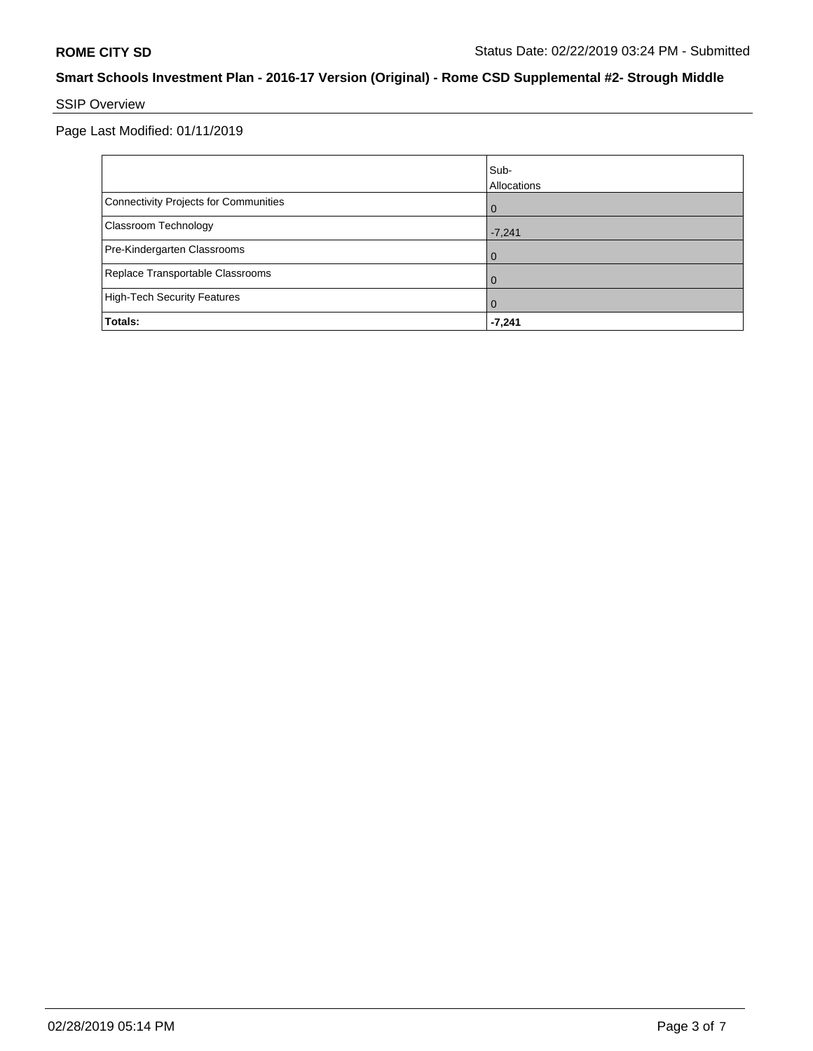**ROME CITY SD** Status Date: 02/22/2019 03:24 PM - Submitted

## Smart Schools Investment Plan - 2016-17 Version (Original) - Rome CSD Supplemental #2- Strough Middle

### SSIP Overview

Page Last Modified: 01/11/2019

| | Sub-Allocations |
|---|---|
| Connectivity Projects for Communities | 0 |
| Classroom Technology | -7,241 |
| Pre-Kindergarten Classrooms | 0 |
| Replace Transportable Classrooms | 0 |
| High-Tech Security Features | 0 |
| **Totals:** | **-7,241** |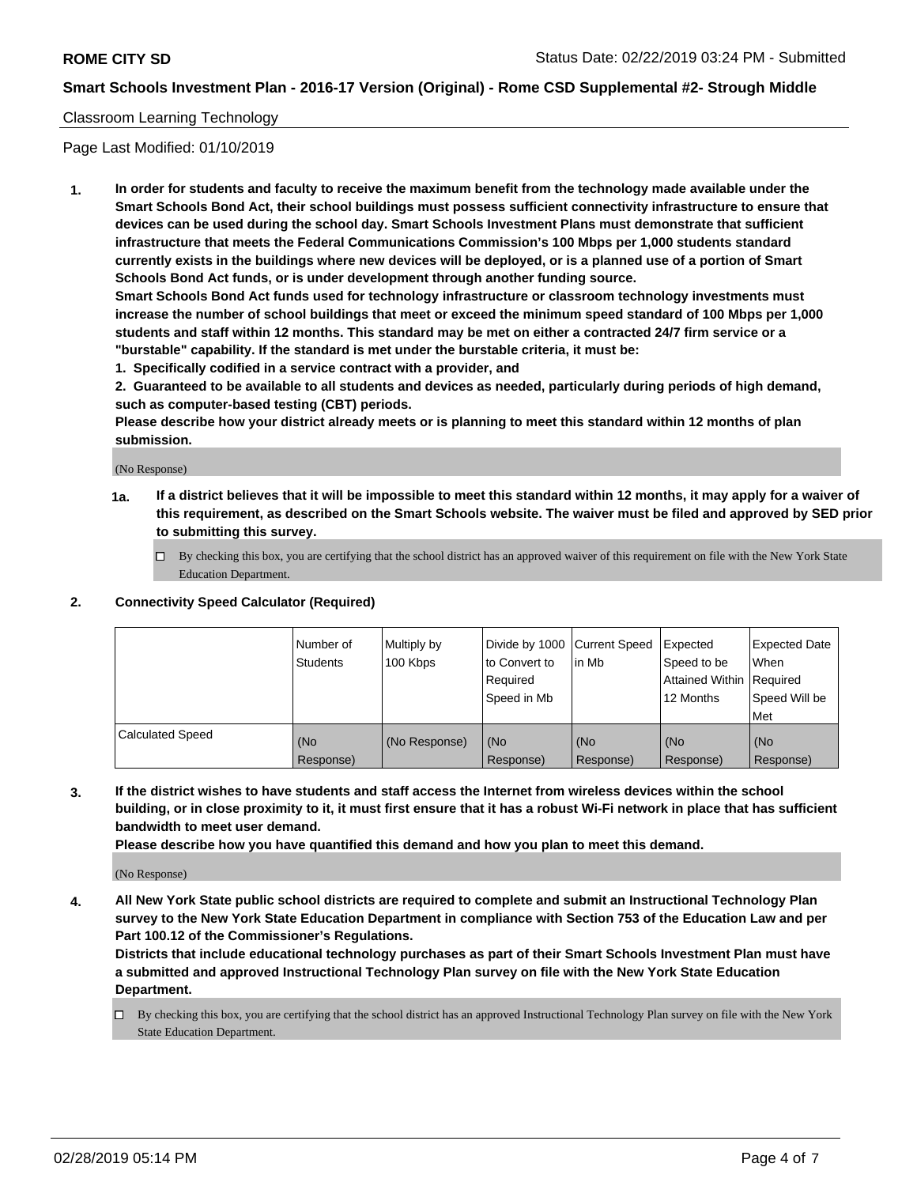Classroom Learning Technology

Page Last Modified: 01/10/2019

**1. In order for students and faculty to receive the maximum benefit from the technology made available under the Smart Schools Bond Act, their school buildings must possess sufficient connectivity infrastructure to ensure that devices can be used during the school day. Smart Schools Investment Plans must demonstrate that sufficient infrastructure that meets the Federal Communications Commission's 100 Mbps per 1,000 students standard currently exists in the buildings where new devices will be deployed, or is a planned use of a portion of Smart Schools Bond Act funds, or is under development through another funding source.**

**Smart Schools Bond Act funds used for technology infrastructure or classroom technology investments must increase the number of school buildings that meet or exceed the minimum speed standard of 100 Mbps per 1,000 students and staff within 12 months. This standard may be met on either a contracted 24/7 firm service or a "burstable" capability. If the standard is met under the burstable criteria, it must be:**

**1. Specifically codified in a service contract with a provider, and**

**2. Guaranteed to be available to all students and devices as needed, particularly during periods of high demand, such as computer-based testing (CBT) periods.**

**Please describe how your district already meets or is planning to meet this standard within 12 months of plan submission.**

(No Response)

**1a. If a district believes that it will be impossible to meet this standard within 12 months, it may apply for a waiver of this requirement, as described on the Smart Schools website. The waiver must be filed and approved by SED prior to submitting this survey.**

☐ By checking this box, you are certifying that the school district has an approved waiver of this requirement on file with the New York State Education Department.

**2. Connectivity Speed Calculator (Required)**

| | Number of Students | Multiply by 100 Kbps | Divide by 1000 to Convert to Required Speed in Mb | Current Speed in Mb | Expected Speed to be Attained Within 12 Months | Expected Date When Required Speed Will be Met |
|---|---|---|---|---|---|---|
| Calculated Speed | (No Response) | (No Response) | (No Response) | (No Response) | (No Response) | (No Response) |

**3. If the district wishes to have students and staff access the Internet from wireless devices within the school building, or in close proximity to it, it must first ensure that it has a robust Wi-Fi network in place that has sufficient bandwidth to meet user demand.**

**Please describe how you have quantified this demand and how you plan to meet this demand.**

(No Response)

**4. All New York State public school districts are required to complete and submit an Instructional Technology Plan survey to the New York State Education Department in compliance with Section 753 of the Education Law and per Part 100.12 of the Commissioner's Regulations.**

**Districts that include educational technology purchases as part of their Smart Schools Investment Plan must have a submitted and approved Instructional Technology Plan survey on file with the New York State Education Department.**

☐ By checking this box, you are certifying that the school district has an approved Instructional Technology Plan survey on file with the New York State Education Department.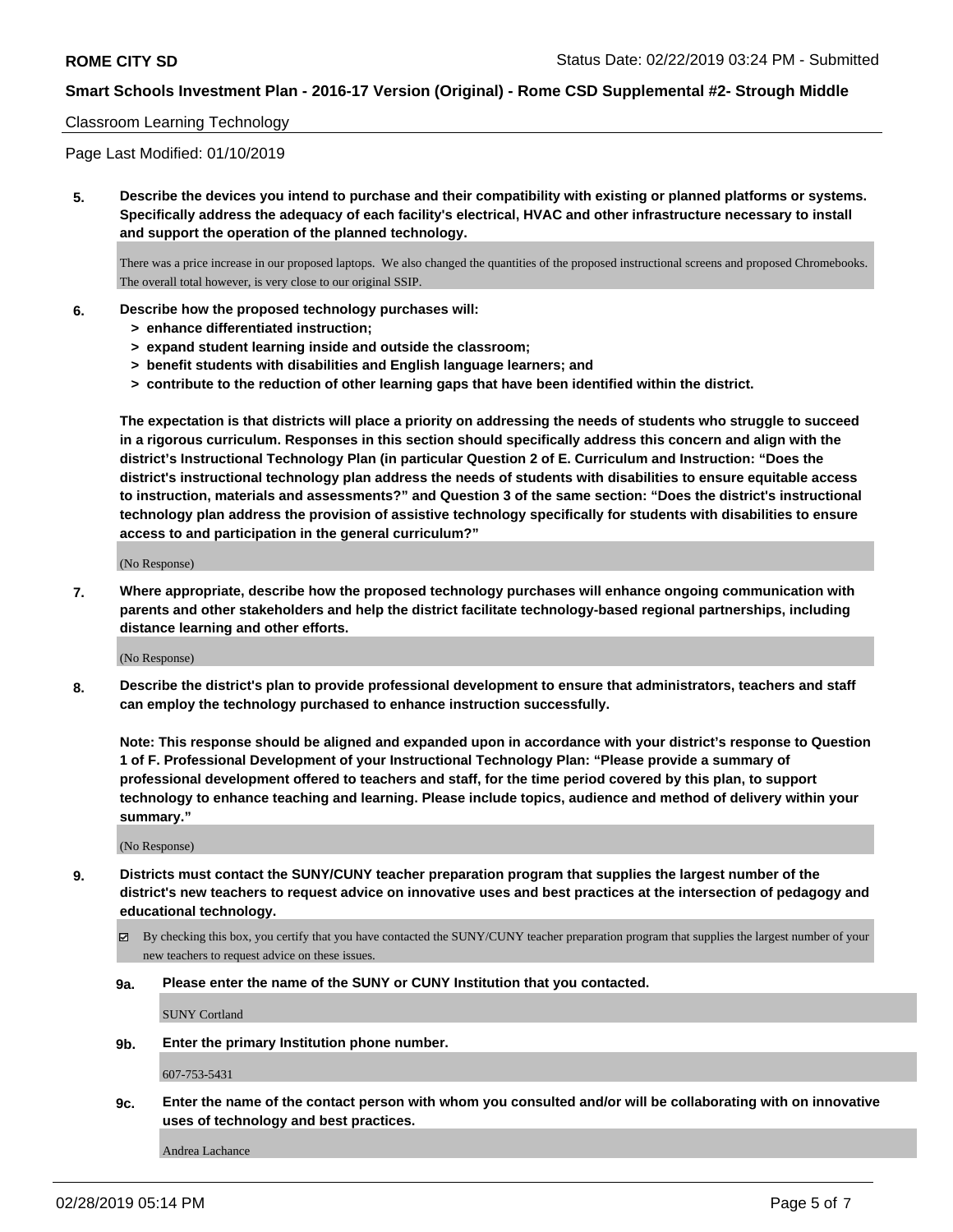Classroom Learning Technology

Page Last Modified: 01/10/2019

**5. Describe the devices you intend to purchase and their compatibility with existing or planned platforms or systems. Specifically address the adequacy of each facility's electrical, HVAC and other infrastructure necessary to install and support the operation of the planned technology.**

There was a price increase in our proposed laptops. We also changed the quantities of the proposed instructional screens and proposed Chromebooks. The overall total however, is very close to our original SSIP.

**6. Describe how the proposed technology purchases will:**
- **> enhance differentiated instruction;**
- **> expand student learning inside and outside the classroom;**
- **> benefit students with disabilities and English language learners; and**
- **> contribute to the reduction of other learning gaps that have been identified within the district.**

**The expectation is that districts will place a priority on addressing the needs of students who struggle to succeed in a rigorous curriculum. Responses in this section should specifically address this concern and align with the district's Instructional Technology Plan (in particular Question 2 of E. Curriculum and Instruction: "Does the district's instructional technology plan address the needs of students with disabilities to ensure equitable access to instruction, materials and assessments?" and Question 3 of the same section: "Does the district's instructional technology plan address the provision of assistive technology specifically for students with disabilities to ensure access to and participation in the general curriculum?"**

(No Response)

**7. Where appropriate, describe how the proposed technology purchases will enhance ongoing communication with parents and other stakeholders and help the district facilitate technology-based regional partnerships, including distance learning and other efforts.**

(No Response)

**8. Describe the district's plan to provide professional development to ensure that administrators, teachers and staff can employ the technology purchased to enhance instruction successfully.**

**Note: This response should be aligned and expanded upon in accordance with your district's response to Question 1 of F. Professional Development of your Instructional Technology Plan: "Please provide a summary of professional development offered to teachers and staff, for the time period covered by this plan, to support technology to enhance teaching and learning. Please include topics, audience and method of delivery within your summary."**

(No Response)

**9. Districts must contact the SUNY/CUNY teacher preparation program that supplies the largest number of the district's new teachers to request advice on innovative uses and best practices at the intersection of pedagogy and educational technology.**

☑ By checking this box, you certify that you have contacted the SUNY/CUNY teacher preparation program that supplies the largest number of your new teachers to request advice on these issues.

**9a. Please enter the name of the SUNY or CUNY Institution that you contacted.**

SUNY Cortland

**9b. Enter the primary Institution phone number.**

607-753-5431

**9c. Enter the name of the contact person with whom you consulted and/or will be collaborating with on innovative uses of technology and best practices.**

Andrea Lachance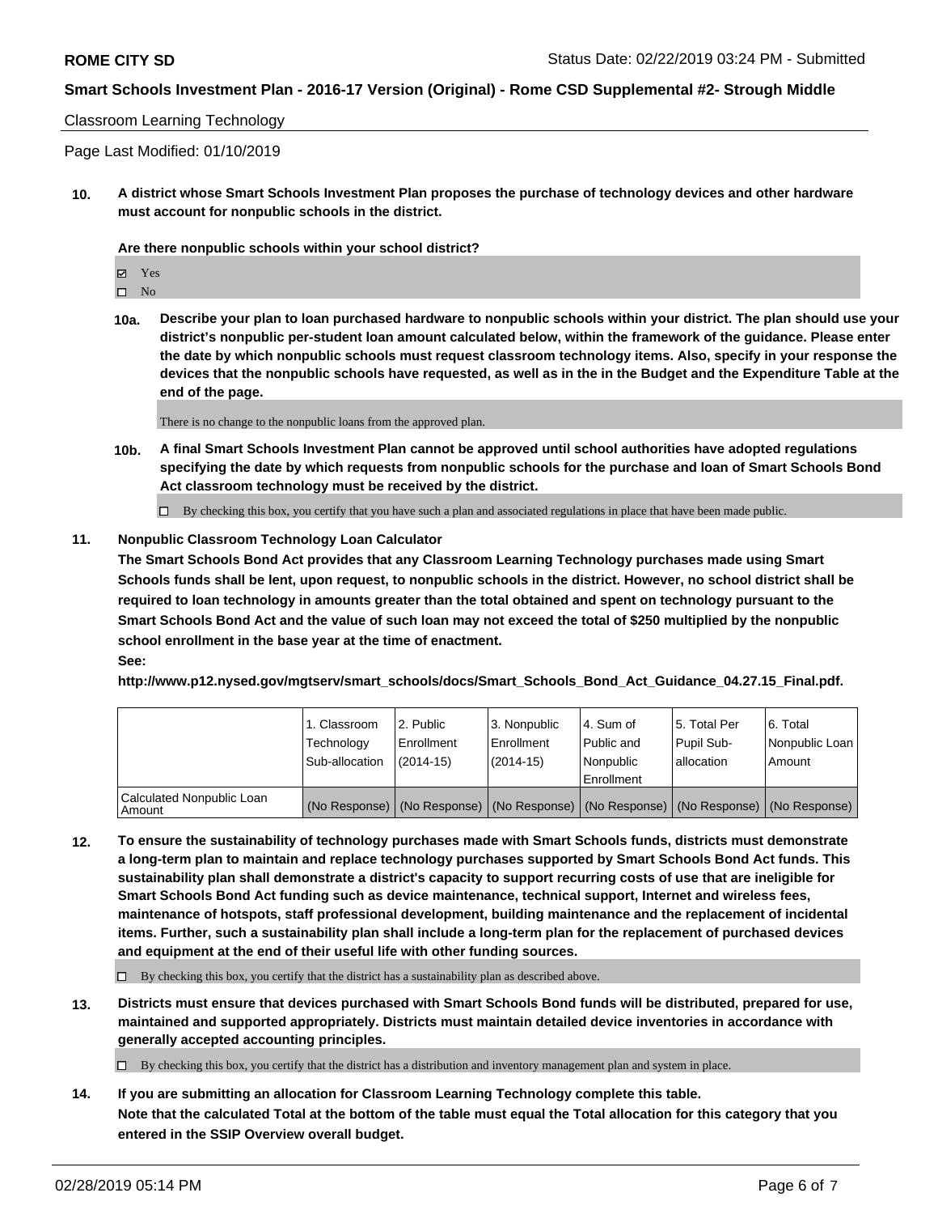Classroom Learning Technology

Page Last Modified: 01/10/2019

**10. A district whose Smart Schools Investment Plan proposes the purchase of technology devices and other hardware must account for nonpublic schools in the district.**

**Are there nonpublic schools within your school district?**

☑ Yes
☐ No

**10a. Describe your plan to loan purchased hardware to nonpublic schools within your district. The plan should use your district's nonpublic per-student loan amount calculated below, within the framework of the guidance. Please enter the date by which nonpublic schools must request classroom technology items. Also, specify in your response the devices that the nonpublic schools have requested, as well as in the in the Budget and the Expenditure Table at the end of the page.**

There is no change to the nonpublic loans from the approved plan.

**10b. A final Smart Schools Investment Plan cannot be approved until school authorities have adopted regulations specifying the date by which requests from nonpublic schools for the purchase and loan of Smart Schools Bond Act classroom technology must be received by the district.**

☐ By checking this box, you certify that you have such a plan and associated regulations in place that have been made public.

**11. Nonpublic Classroom Technology Loan Calculator**

**The Smart Schools Bond Act provides that any Classroom Learning Technology purchases made using Smart Schools funds shall be lent, upon request, to nonpublic schools in the district. However, no school district shall be required to loan technology in amounts greater than the total obtained and spent on technology pursuant to the Smart Schools Bond Act and the value of such loan may not exceed the total of $250 multiplied by the nonpublic school enrollment in the base year at the time of enactment.**

**See:**

**http://www.p12.nysed.gov/mgtserv/smart_schools/docs/Smart_Schools_Bond_Act_Guidance_04.27.15_Final.pdf.**

| | 1. Classroom Technology Sub-allocation | 2. Public Enrollment (2014-15) | 3. Nonpublic Enrollment (2014-15) | 4. Sum of Public and Nonpublic Enrollment | 5. Total Per Pupil Sub-allocation | 6. Total Nonpublic Loan Amount |
|---|---|---|---|---|---|---|
| Calculated Nonpublic Loan Amount | (No Response) | (No Response) | (No Response) | (No Response) | (No Response) | (No Response) |

**12. To ensure the sustainability of technology purchases made with Smart Schools funds, districts must demonstrate a long-term plan to maintain and replace technology purchases supported by Smart Schools Bond Act funds. This sustainability plan shall demonstrate a district's capacity to support recurring costs of use that are ineligible for Smart Schools Bond Act funding such as device maintenance, technical support, Internet and wireless fees, maintenance of hotspots, staff professional development, building maintenance and the replacement of incidental items. Further, such a sustainability plan shall include a long-term plan for the replacement of purchased devices and equipment at the end of their useful life with other funding sources.**

☐ By checking this box, you certify that the district has a sustainability plan as described above.

**13. Districts must ensure that devices purchased with Smart Schools Bond funds will be distributed, prepared for use, maintained and supported appropriately. Districts must maintain detailed device inventories in accordance with generally accepted accounting principles.**

☐ By checking this box, you certify that the district has a distribution and inventory management plan and system in place.

**14. If you are submitting an allocation for Classroom Learning Technology complete this table. Note that the calculated Total at the bottom of the table must equal the Total allocation for this category that you entered in the SSIP Overview overall budget.**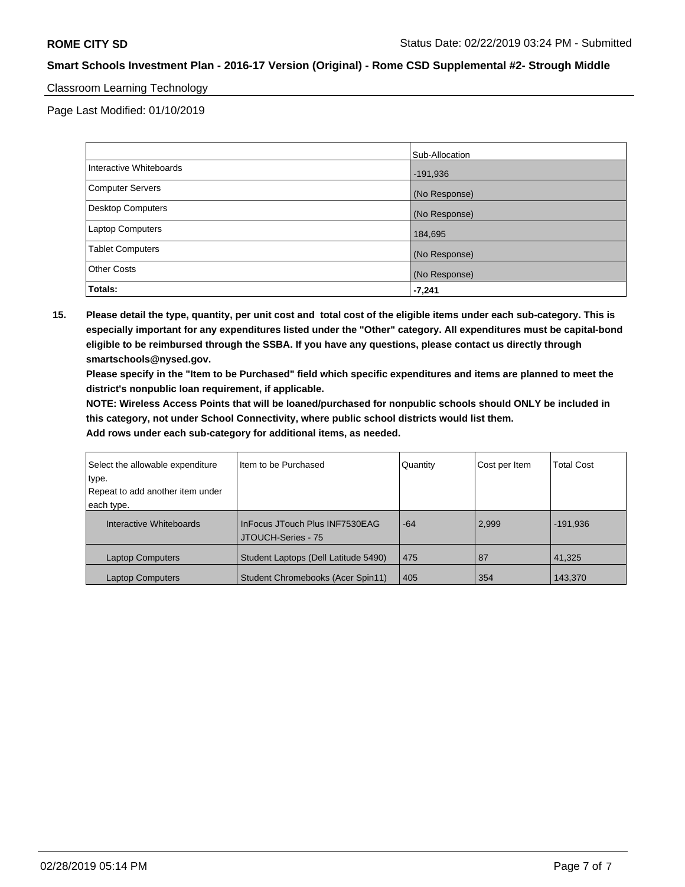**ROME CITY SD** Status Date: 02/22/2019 03:24 PM - Submitted

**Smart Schools Investment Plan - 2016-17 Version (Original) - Rome CSD Supplemental #2- Strough Middle**

Classroom Learning Technology

Page Last Modified: 01/10/2019

| | Sub-Allocation |
|---|---|
| Interactive Whiteboards | -191,936 |
| Computer Servers | (No Response) |
| Desktop Computers | (No Response) |
| Laptop Computers | 184,695 |
| Tablet Computers | (No Response) |
| Other Costs | (No Response) |
| **Totals:** | **-7,241** |

**15. Please detail the type, quantity, per unit cost and total cost of the eligible items under each sub-category. This is especially important for any expenditures listed under the "Other" category. All expenditures must be capital-bond eligible to be reimbursed through the SSBA. If you have any questions, please contact us directly through smartschools@nysed.gov.**

**Please specify in the "Item to be Purchased" field which specific expenditures and items are planned to meet the district's nonpublic loan requirement, if applicable.**

**NOTE: Wireless Access Points that will be loaned/purchased for nonpublic schools should ONLY be included in this category, not under School Connectivity, where public school districts would list them.**

**Add rows under each sub-category for additional items, as needed.**

| Select the allowable expenditure type. Repeat to add another item under each type. | Item to be Purchased | Quantity | Cost per Item | Total Cost |
|---|---|---|---|---|
| Interactive Whiteboards | InFocus JTouch Plus INF7530EAG JTOUCH-Series - 75 | -64 | 2,999 | -191,936 |
| Laptop Computers | Student Laptops (Dell Latitude 5490) | 475 | 87 | 41,325 |
| Laptop Computers | Student Chromebooks (Acer Spin11) | 405 | 354 | 143,370 |